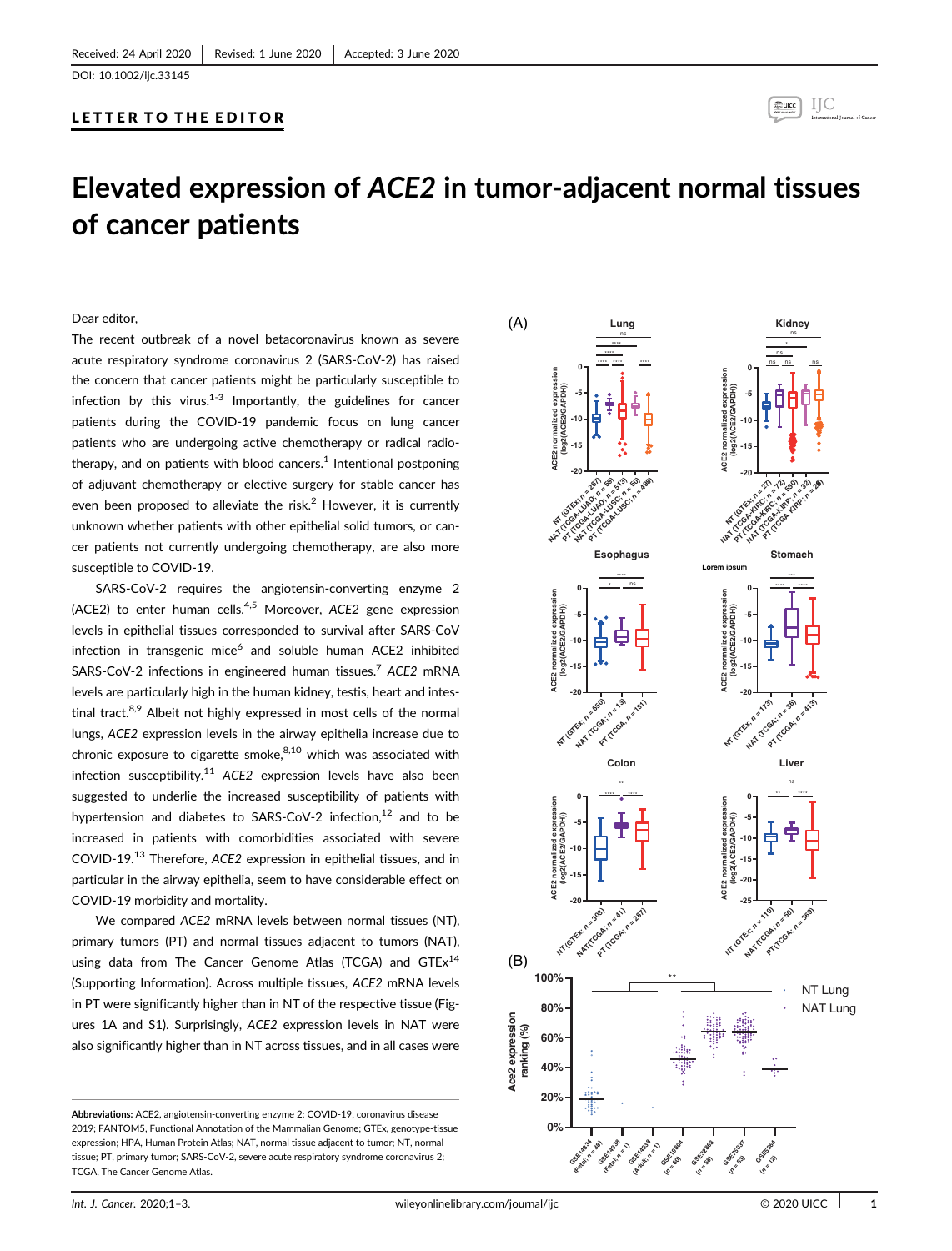Received: 24 April 2020 | Revised: 1 June 2020 | Accepted: 3 June 2020

DOI: 10.1002/ijc.33145

LETTER TO THE EDITOR

# Elevated expression of *ACE2* in tumor-adjacent normal tissues of cancer patients

Dear editor,

The recent outbreak of a novel betacoronavirus known as severe acute respiratory syndrome coronavirus 2 (SARS-CoV-2) has raised the concern that cancer patients might be particularly susceptible to infection by this virus.[1-3] Importantly, the guidelines for cancer patients during the COVID-19 pandemic focus on lung cancer patients who are undergoing active chemotherapy or radical radiotherapy, and on patients with blood cancers.[1] Intentional postponing of adjuvant chemotherapy or elective surgery for stable cancer has even been proposed to alleviate the risk.[2] However, it is currently unknown whether patients with other epithelial solid tumors, or cancer patients not currently undergoing chemotherapy, are also more susceptible to COVID-19.

SARS-CoV-2 requires the angiotensin-converting enzyme 2 (ACE2) to enter human cells.[4,5] Moreover, *ACE2* gene expression levels in epithelial tissues corresponded to survival after SARS-CoV infection in transgenic mice[6] and soluble human ACE2 inhibited SARS-CoV-2 infections in engineered human tissues.[7] *ACE2* mRNA levels are particularly high in the human kidney, testis, heart and intestinal tract.[8,9] Albeit not highly expressed in most cells of the normal lungs, *ACE2* expression levels in the airway epithelia increase due to chronic exposure to cigarette smoke,[8,10] which was associated with infection susceptibility.[11] *ACE2* expression levels have also been suggested to underlie the increased susceptibility of patients with hypertension and diabetes to SARS-CoV-2 infection,[12] and to be increased in patients with comorbidities associated with severe COVID-19.[13] Therefore, *ACE2* expression in epithelial tissues, and in particular in the airway epithelia, seem to have considerable effect on COVID-19 morbidity and mortality.

We compared *ACE2* mRNA levels between normal tissues (NT), primary tumors (PT) and normal tissues adjacent to tumors (NAT), using data from The Cancer Genome Atlas (TCGA) and GTEx[14] (Supporting Information). Across multiple tissues, *ACE2* mRNA levels in PT were significantly higher than in NT of the respective tissue (Figures 1A and S1). Surprisingly, *ACE2* expression levels in NAT were also significantly higher than in NT across tissues, and in all cases were

**Abbreviations:** ACE2, angiotensin-converting enzyme 2; COVID-19, coronavirus disease 2019; FANTOM5, Functional Annotation of the Mammalian Genome; GTEx, genotype-tissue expression; HPA, Human Protein Atlas; NAT, normal tissue adjacent to tumor; NT, normal tissue; PT, primary tumor; SARS-CoV-2, severe acute respiratory syndrome coronavirus 2; TCGA, The Cancer Genome Atlas.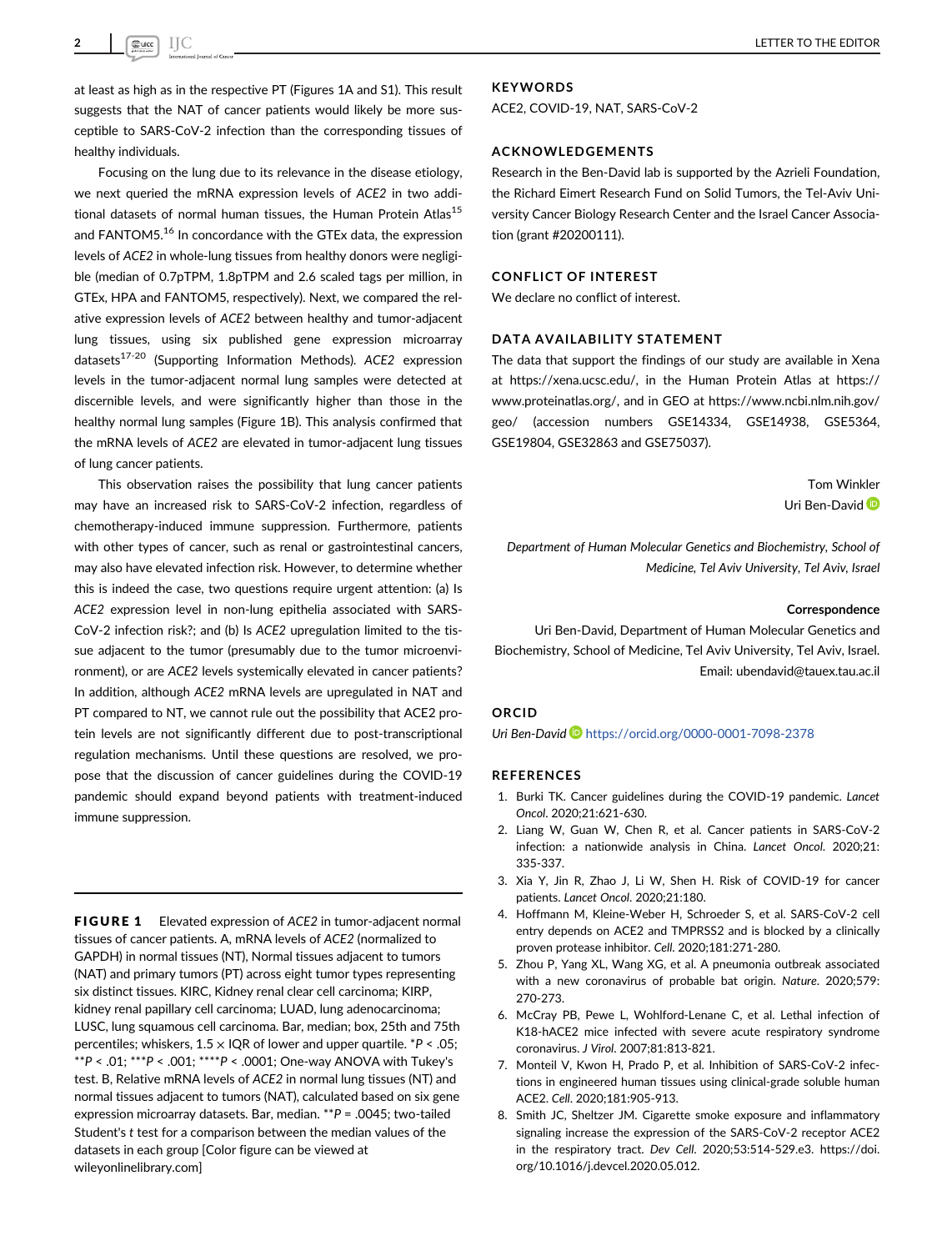at least as high as in the respective PT (Figures 1A and S1). This result suggests that the NAT of cancer patients would likely be more susceptible to SARS-CoV-2 infection than the corresponding tissues of healthy individuals.

Focusing on the lung due to its relevance in the disease etiology, we next queried the mRNA expression levels of *ACE2* in two additional datasets of normal human tissues, the Human Protein Atlas[15] and FANTOM5.[16] In concordance with the GTEx data, the expression levels of *ACE2* in whole-lung tissues from healthy donors were negligible (median of 0.7pTPM, 1.8pTPM and 2.6 scaled tags per million, in GTEx, HPA and FANTOM5, respectively). Next, we compared the relative expression levels of *ACE2* between healthy and tumor-adjacent lung tissues, using six published gene expression microarray datasets[17-20] (Supporting Information Methods). *ACE2* expression levels in the tumor-adjacent normal lung samples were detected at discernible levels, and were significantly higher than those in the healthy normal lung samples (Figure 1B). This analysis confirmed that the mRNA levels of *ACE2* are elevated in tumor-adjacent lung tissues of lung cancer patients.

This observation raises the possibility that lung cancer patients may have an increased risk to SARS-CoV-2 infection, regardless of chemotherapy-induced immune suppression. Furthermore, patients with other types of cancer, such as renal or gastrointestinal cancers, may also have elevated infection risk. However, to determine whether this is indeed the case, two questions require urgent attention: (a) Is *ACE2* expression level in non-lung epithelia associated with SARS-CoV-2 infection risk?; and (b) Is *ACE2* upregulation limited to the tissue adjacent to the tumor (presumably due to the tumor microenvironment), or are *ACE2* levels systemically elevated in cancer patients? In addition, although *ACE2* mRNA levels are upregulated in NAT and PT compared to NT, we cannot rule out the possibility that ACE2 protein levels are not significantly different due to post-transcriptional regulation mechanisms. Until these questions are resolved, we propose that the discussion of cancer guidelines during the COVID-19 pandemic should expand beyond patients with treatment-induced immune suppression.

**FIGURE 1** Elevated expression of *ACE2* in tumor-adjacent normal tissues of cancer patients. A, mRNA levels of *ACE2* (normalized to GAPDH) in normal tissues (NT), Normal tissues adjacent to tumors (NAT) and primary tumors (PT) across eight tumor types representing six distinct tissues. KIRC, Kidney renal clear cell carcinoma; KIRP, kidney renal papillary cell carcinoma; LUAD, lung adenocarcinoma; LUSC, lung squamous cell carcinoma. Bar, median; box, 25th and 75th percentiles; whiskers, $1.5 \times$ IQR of lower and upper quartile. *$P < .05$; **$P < .01$; ***$P < .001$; ****$P < .0001$; One-way ANOVA with Tukey's test. B, Relative mRNA levels of *ACE2* in normal lung tissues (NT) and normal tissues adjacent to tumors (NAT), calculated based on six gene expression microarray datasets. Bar, median. **$P = .0045$; two-tailed Student's *t* test for a comparison between the median values of the datasets in each group [Color figure can be viewed at wileyonlinelibrary.com]

## KEYWORDS

ACE2, COVID-19, NAT, SARS-CoV-2

## ACKNOWLEDGEMENTS

Research in the Ben-David lab is supported by the Azrieli Foundation, the Richard Eimert Research Fund on Solid Tumors, the Tel-Aviv University Cancer Biology Research Center and the Israel Cancer Association (grant #20200111).

## CONFLICT OF INTEREST

We declare no conflict of interest.

## DATA AVAILABILITY STATEMENT

The data that support the findings of our study are available in Xena at https://xena.ucsc.edu/, in the Human Protein Atlas at https://www.proteinatlas.org/, and in GEO at https://www.ncbi.nlm.nih.gov/geo/ (accession numbers GSE14334, GSE14938, GSE5364, GSE19804, GSE32863 and GSE75037).

Tom Winkler
Uri Ben-David

*Department of Human Molecular Genetics and Biochemistry, School of Medicine, Tel Aviv University, Tel Aviv, Israel*

**Correspondence**
Uri Ben-David, Department of Human Molecular Genetics and Biochemistry, School of Medicine, Tel Aviv University, Tel Aviv, Israel.
Email: ubendavid@tauex.tau.ac.il

## ORCID

*Uri Ben-David* https://orcid.org/0000-0001-7098-2378

## REFERENCES

1. Burki TK. Cancer guidelines during the COVID-19 pandemic. *Lancet Oncol*. 2020;21:621-630.
2. Liang W, Guan W, Chen R, et al. Cancer patients in SARS-CoV-2 infection: a nationwide analysis in China. *Lancet Oncol.* 2020;21:335-337.
3. Xia Y, Jin R, Zhao J, Li W, Shen H. Risk of COVID-19 for cancer patients. *Lancet Oncol*. 2020;21:180.
4. Hoffmann M, Kleine-Weber H, Schroeder S, et al. SARS-CoV-2 cell entry depends on ACE2 and TMPRSS2 and is blocked by a clinically proven protease inhibitor. *Cell.* 2020;181:271-280.
5. Zhou P, Yang XL, Wang XG, et al. A pneumonia outbreak associated with a new coronavirus of probable bat origin. *Nature*. 2020;579:270-273.
6. McCray PB, Pewe L, Wohlford-Lenane C, et al. Lethal infection of K18-hACE2 mice infected with severe acute respiratory syndrome coronavirus. *J Virol*. 2007;81:813-821.
7. Monteil V, Kwon H, Prado P, et al. Inhibition of SARS-CoV-2 infections in engineered human tissues using clinical-grade soluble human ACE2. *Cell.* 2020;181:905-913.
8. Smith JC, Sheltzer JM. Cigarette smoke exposure and inflammatory signaling increase the expression of the SARS-CoV-2 receptor ACE2 in the respiratory tract. *Dev Cell.* 2020;53:514-529.e3. https://doi.org/10.1016/j.devcel.2020.05.012.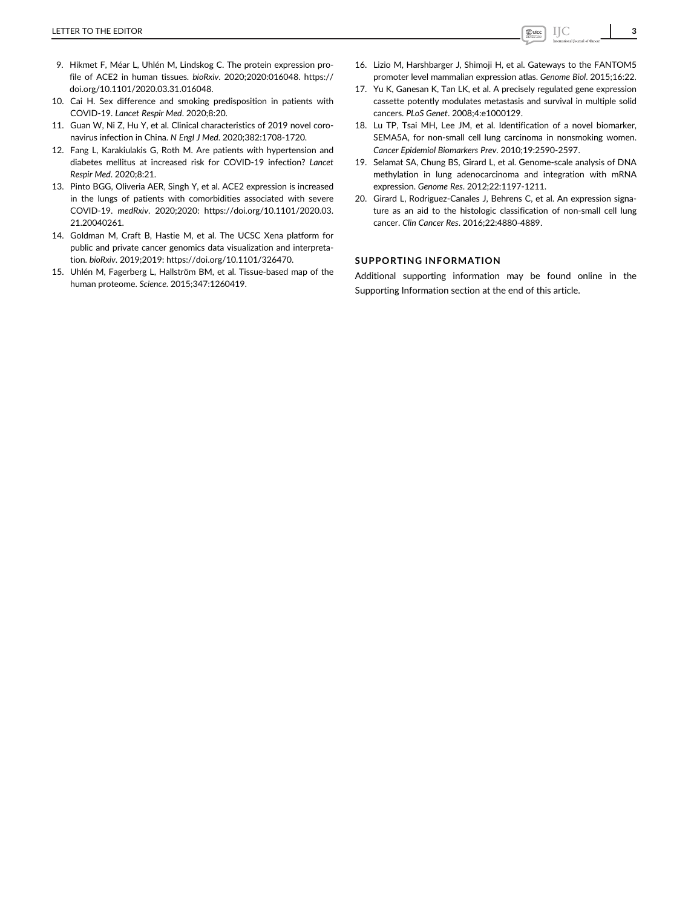9. Hikmet F, Méar L, Uhlén M, Lindskog C. The protein expression profile of ACE2 in human tissues. *bioRxiv*. 2020;2020:016048. https://doi.org/10.1101/2020.03.31.016048.
10. Cai H. Sex difference and smoking predisposition in patients with COVID-19. *Lancet Respir Med*. 2020;8:20.
11. Guan W, Ni Z, Hu Y, et al. Clinical characteristics of 2019 novel coronavirus infection in China. *N Engl J Med*. 2020;382:1708-1720.
12. Fang L, Karakiulakis G, Roth M. Are patients with hypertension and diabetes mellitus at increased risk for COVID-19 infection? *Lancet Respir Med*. 2020;8:21.
13. Pinto BGG, Oliveria AER, Singh Y, et al. ACE2 expression is increased in the lungs of patients with comorbidities associated with severe COVID-19. *medRxiv*. 2020;2020: https://doi.org/10.1101/2020.03.21.20040261.
14. Goldman M, Craft B, Hastie M, et al. The UCSC Xena platform for public and private cancer genomics data visualization and interpretation. *bioRxiv*. 2019;2019: https://doi.org/10.1101/326470.
15. Uhlén M, Fagerberg L, Hallström BM, et al. Tissue-based map of the human proteome. *Science*. 2015;347:1260419.
16. Lizio M, Harshbarger J, Shimoji H, et al. Gateways to the FANTOM5 promoter level mammalian expression atlas. *Genome Biol*. 2015;16:22.
17. Yu K, Ganesan K, Tan LK, et al. A precisely regulated gene expression cassette potently modulates metastasis and survival in multiple solid cancers. *PLoS Genet*. 2008;4:e1000129.
18. Lu TP, Tsai MH, Lee JM, et al. Identification of a novel biomarker, SEMA5A, for non-small cell lung carcinoma in nonsmoking women. *Cancer Epidemiol Biomarkers Prev*. 2010;19:2590-2597.
19. Selamat SA, Chung BS, Girard L, et al. Genome-scale analysis of DNA methylation in lung adenocarcinoma and integration with mRNA expression. *Genome Res*. 2012;22:1197-1211.
20. Girard L, Rodriguez-Canales J, Behrens C, et al. An expression signature as an aid to the histologic classification of non-small cell lung cancer. *Clin Cancer Res*. 2016;22:4880-4889.

## SUPPORTING INFORMATION

Additional supporting information may be found online in the Supporting Information section at the end of this article.